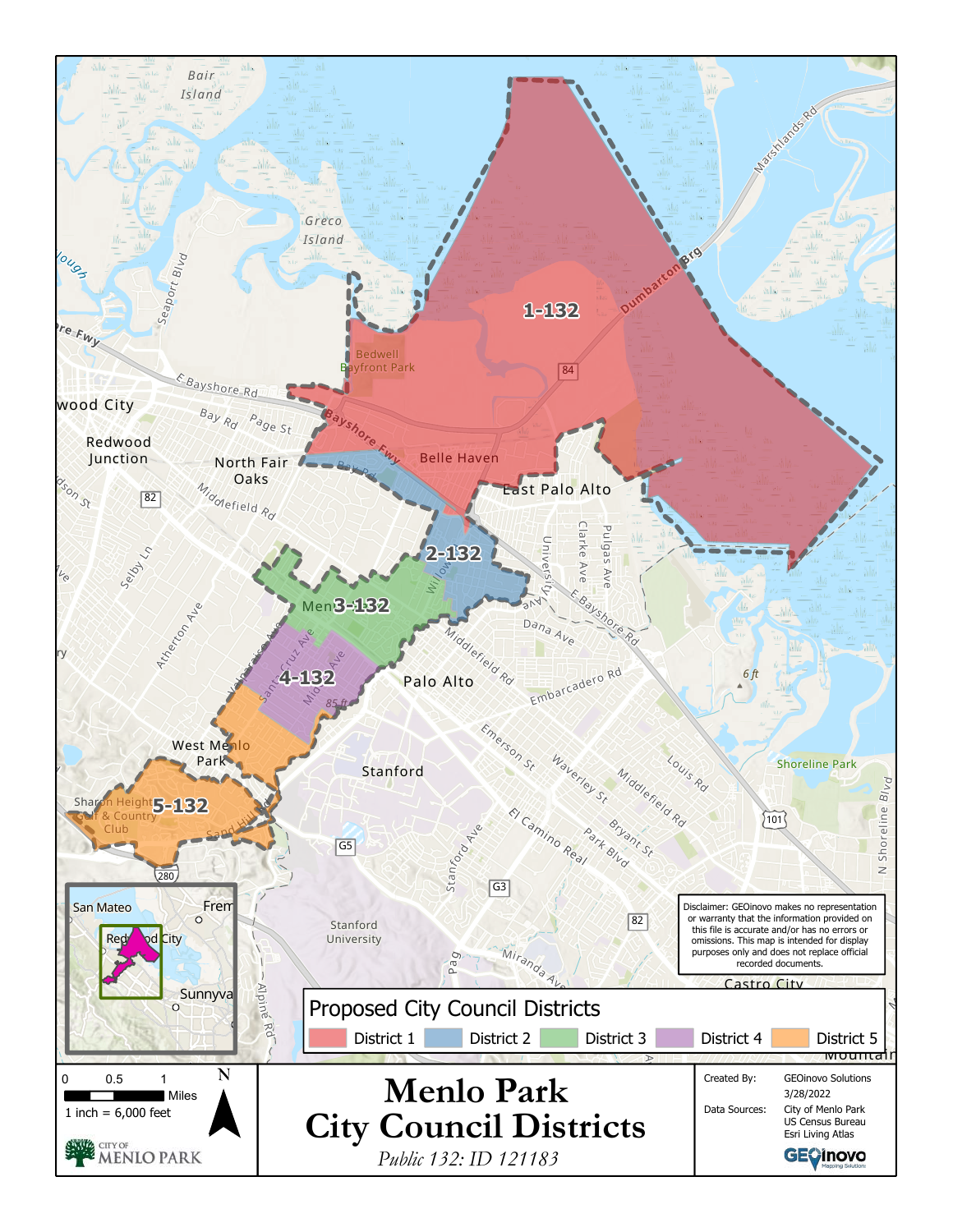# Menlo Park City Council Districts

*Public 132: ID 121183*

## Proposed City Council Districts

- District 1
- District 2
- District 3
- District 4
- District 5

1-132

2-132

3-132

4-132

5-132

Disclaimer: GEOinovo makes no representation or warranty that the information provided on this file is accurate and/or has no errors or omissions. This map is intended for display purposes only and does not replace official recorded documents.

0 0.5 1 Miles

1 inch = 6,000 feet

N

CITY OF MENLO PARK

| | |
|---|---|
| Created By: | GEOinovo Solutions |
| | 3/28/2022 |
| Data Sources: | City of Menlo Park |
| | US Census Bureau |
| | Esri Living Atlas |

GEOinovo Mapping Solutions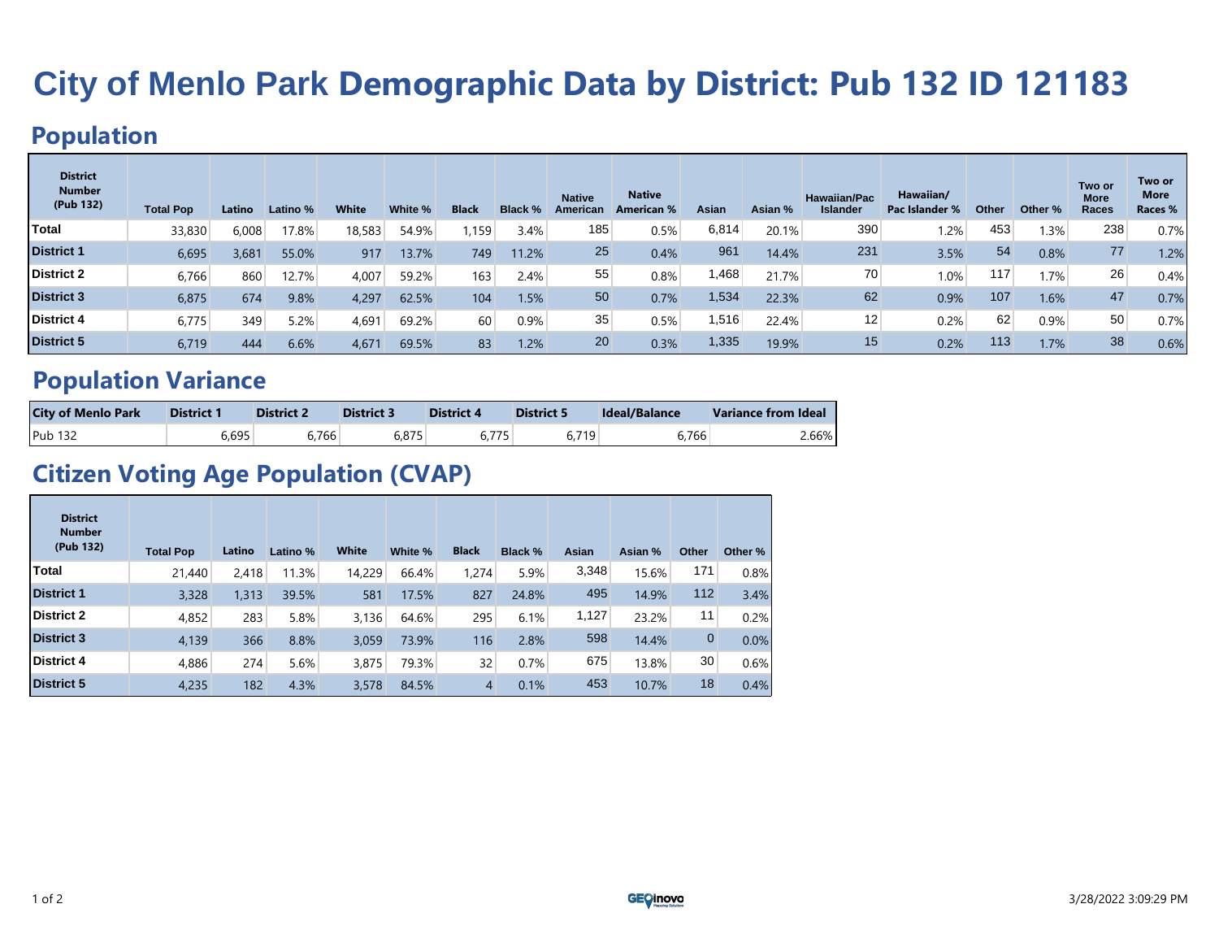# City of Menlo Park Demographic Data by District: Pub 132 ID 121183

## Population

| District Number (Pub 132) | Total Pop | Latino | Latino % | White | White % | Black | Black % | Native American | Native American % | Asian | Asian % | Hawaiian/Pac Islander | Hawaiian/ Pac Islander % | Other | Other % | Two or More Races | Two or More Races % |
|---|---|---|---|---|---|---|---|---|---|---|---|---|---|---|---|---|---|
| **Total** | 33,830 | 6,008 | 17.8% | 18,583 | 54.9% | 1,159 | 3.4% | 185 | 0.5% | 6,814 | 20.1% | 390 | 1.2% | 453 | 1.3% | 238 | 0.7% |
| **District 1** | 6,695 | 3,681 | 55.0% | 917 | 13.7% | 749 | 11.2% | 25 | 0.4% | 961 | 14.4% | 231 | 3.5% | 54 | 0.8% | 77 | 1.2% |
| **District 2** | 6,766 | 860 | 12.7% | 4,007 | 59.2% | 163 | 2.4% | 55 | 0.8% | 1,468 | 21.7% | 70 | 1.0% | 117 | 1.7% | 26 | 0.4% |
| **District 3** | 6,875 | 674 | 9.8% | 4,297 | 62.5% | 104 | 1.5% | 50 | 0.7% | 1,534 | 22.3% | 62 | 0.9% | 107 | 1.6% | 47 | 0.7% |
| **District 4** | 6,775 | 349 | 5.2% | 4,691 | 69.2% | 60 | 0.9% | 35 | 0.5% | 1,516 | 22.4% | 12 | 0.2% | 62 | 0.9% | 50 | 0.7% |
| **District 5** | 6,719 | 444 | 6.6% | 4,671 | 69.5% | 83 | 1.2% | 20 | 0.3% | 1,335 | 19.9% | 15 | 0.2% | 113 | 1.7% | 38 | 0.6% |

## Population Variance

| City of Menlo Park | District 1 | District 2 | District 3 | District 4 | District 5 | Ideal/Balance | Variance from Ideal |
|---|---|---|---|---|---|---|---|
| Pub 132 | 6,695 | 6,766 | 6,875 | 6,775 | 6,719 | 6,766 | 2.66% |

## Citizen Voting Age Population (CVAP)

| District Number (Pub 132) | Total Pop | Latino | Latino % | White | White % | Black | Black % | Asian | Asian % | Other | Other % |
|---|---|---|---|---|---|---|---|---|---|---|---|
| **Total** | 21,440 | 2,418 | 11.3% | 14,229 | 66.4% | 1,274 | 5.9% | 3,348 | 15.6% | 171 | 0.8% |
| **District 1** | 3,328 | 1,313 | 39.5% | 581 | 17.5% | 827 | 24.8% | 495 | 14.9% | 112 | 3.4% |
| **District 2** | 4,852 | 283 | 5.8% | 3,136 | 64.6% | 295 | 6.1% | 1,127 | 23.2% | 11 | 0.2% |
| **District 3** | 4,139 | 366 | 8.8% | 3,059 | 73.9% | 116 | 2.8% | 598 | 14.4% | 0 | 0.0% |
| **District 4** | 4,886 | 274 | 5.6% | 3,875 | 79.3% | 32 | 0.7% | 675 | 13.8% | 30 | 0.6% |
| **District 5** | 4,235 | 182 | 4.3% | 3,578 | 84.5% | 4 | 0.1% | 453 | 10.7% | 18 | 0.4% |

GEOinovo

3/28/2022 3:09:29 PM